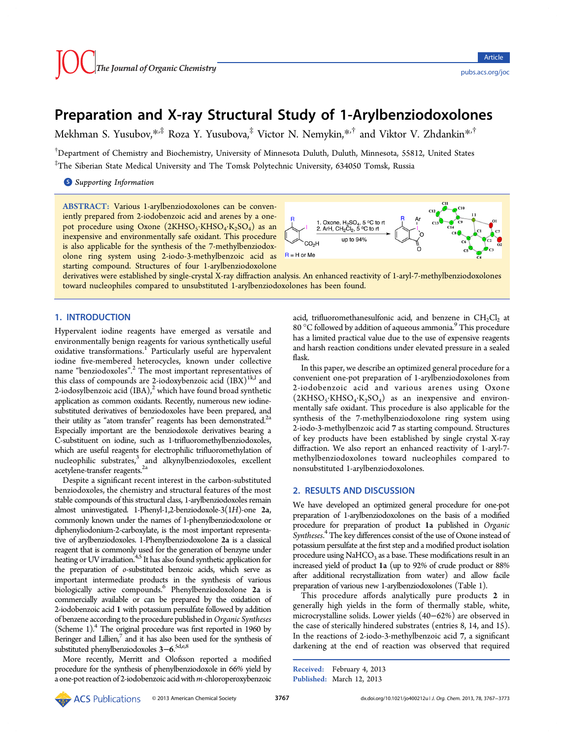# Preparation and X-ray Structural Study of 1-Arylbenziodoxolones

Mekhman S. Yusubov,*[,‡] Roza Y. Yusubova,[‡] Victor N. Nemykin,*[,†] and Viktor V. Zhdankin*[,†]

[†]Department of Chemistry and Biochemistry, University of Minnesota Duluth, Duluth, Minnesota, 55812, United States

[‡]The Siberian State Medical University and The Tomsk Polytechnic University, 634050 Tomsk, Russia

Supporting Information

**ABSTRACT:** Various 1-arylbenziodoxolones can be conveniently prepared from 2-iodobenzoic acid and arenes by a one-pot procedure using Oxone ($2KHSO_5 \cdot KHSO_4 \cdot K_2SO_4$) as an inexpensive and environmentally safe oxidant. This procedure is also applicable for the synthesis of the 7-methylbenziodoxolone ring system using 2-iodo-3-methylbenzoic acid as starting compound. Structures of four 1-arylbenziodoxolone derivatives were established by single-crystal X-ray diffraction analysis. An enhanced reactivity of 1-aryl-7-methylbenziodoxolones toward nucleophiles compared to unsubstituted 1-arylbenziodoxolones has been found.

## 1. INTRODUCTION

Hypervalent iodine reagents have emerged as versatile and environmentally benign reagents for various synthetically useful oxidative transformations.[1] Particularly useful are hypervalent iodine five-membered heterocycles, known under collective name "benziodoxoles".[2] The most important representatives of this class of compounds are 2-iodoxybenzoic acid (IBX)[1k,l] and 2-iodosylbenzoic acid (IBA),[2] which have found broad synthetic application as common oxidants. Recently, numerous new iodine-substituted derivatives of benziodoxoles have been prepared, and their utility as "atom transfer" reagents has been demonstrated.[2a] Especially important are the benziodoxole derivatives bearing a C-substituent on iodine, such as 1-trifluoromethylbenziodoxoles, which are useful reagents for electrophilic trifluoromethylation of nucleophilic substrates,[3] and alkynylbenziodoxoles, excellent acetylene-transfer reagents.[2a]

Despite a significant recent interest in the carbon-substituted benziodoxoles, the chemistry and structural features of the most stable compounds of this structural class, 1-arylbenziodoxolones remain almost uninvestigated. 1-Phenyl-1,2-benziodoxole-3(1*H*)-one **2a**, commonly known under the names of 1-phenylbenziodoxolone or diphenyliodonium-2-carboxylate, is the most important representative of arylbenziodoxoles. 1-Phenylbenziodoxolone **2a** is a classical reagent that is commonly used for the generation of benzyne under heating or UV irradiation.[4,5] It has also found synthetic application for the preparation of *o*-substituted benzoic acids, which serve as important intermediate products in the synthesis of various biologically active compounds.[6] Phenylbenziodoxolone **2a** is commercially available or can be prepared by the oxidation of 2-iodobenzoic acid **1** with potassium persulfate followed by addition of benzene according to the procedure published in *Organic Syntheses* (Scheme 1).[4] The original procedure was first reported in 1960 by Beringer and Lillien,[7] and it has also been used for the synthesis of substituted phenylbenziodoxoles **3**–**6**.[5d,e,8]

More recently, Merritt and Olofsson reported a modified procedure for the synthesis of phenylbenziodoxole in 66% yield by a one-pot reaction of 2-iodobenzoic acid with *m*-chloroperoxybenzoic acid, trifluoromethanesulfonic acid, and benzene in $CH_2Cl_2$ at 80 °C followed by addition of aqueous ammonia.[9] This procedure has a limited practical value due to the use of expensive reagents and harsh reaction conditions under elevated pressure in a sealed flask.

In this paper, we describe an optimized general procedure for a convenient one-pot preparation of 1-arylbenziodoxolones from 2-iodobenzoic acid and various arenes using Oxone ($2KHSO_5 \cdot KHSO_4 \cdot K_2SO_4$) as an inexpensive and environmentally safe oxidant. This procedure is also applicable for the synthesis of the 7-methylbenziodoxolone ring system using 2-iodo-3-methylbenzoic acid **7** as starting compound. Structures of key products have been established by single crystal X-ray diffraction. We also report an enhanced reactivity of 1-aryl-7-methylbenziodoxolones toward nucleophiles compared to nonsubstituted 1-arylbenziodoxolones.

## 2. RESULTS AND DISCUSSION

We have developed an optimized general procedure for one-pot preparation of 1-arylbenziodoxolones on the basis of a modified procedure for preparation of product **1a** published in *Organic Syntheses*.[4] The key differences consist of the use of Oxone instead of potassium persulfate at the first step and a modified product isolation procedure using $NaHCO_3$ as a base. These modifications result in an increased yield of product **1a** (up to 92% of crude product or 88% after additional recrystallization from water) and allow facile preparation of various new 1-arylbenziodoxolones (Table 1).

This procedure affords analytically pure products **2** in generally high yields in the form of thermally stable, white, microcrystalline solids. Lower yields (40–62%) are observed in the case of sterically hindered substrates (entries 8, 14, and 15). In the reactions of 2-iodo-3-methylbenzoic acid **7**, a significant darkening at the end of reaction was observed that required

Received: February 4, 2013
Published: March 12, 2013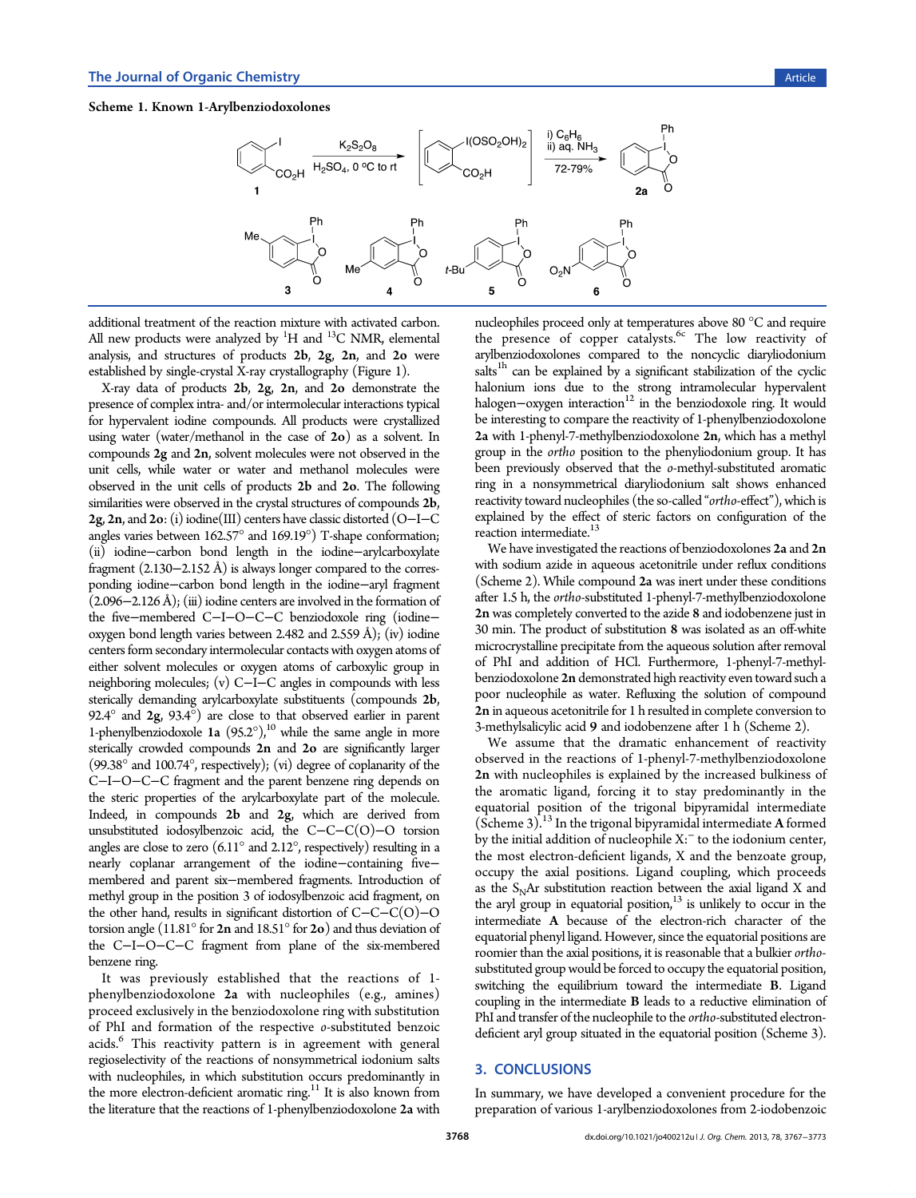**Scheme 1. Known 1-Arylbenzidoxolones**

additional treatment of the reaction mixture with activated carbon. All new products were analyzed by $^1$H and $^{13}$C NMR, elemental analysis, and structures of products **2b**, **2g**, **2n**, and **2o** were established by single-crystal X-ray crystallography (Figure 1).

X-ray data of products **2b**, **2g**, **2n**, and **2o** demonstrate the presence of complex intra- and/or intermolecular interactions typical for hypervalent iodine compounds. All products were crystallized using water (water/methanol in the case of **2o**) as a solvent. In compounds **2g** and **2n**, solvent molecules were not observed in the unit cells, while water or water and methanol molecules were observed in the unit cells of products **2b** and **2o**. The following similarities were observed in the crystal structures of compounds **2b**, **2g**, **2n**, and **2o**: (i) iodine(III) centers have classic distorted (O−I−C angles varies between 162.57° and 169.19°) T-shape conformation; (ii) iodine−carbon bond length in the iodine−arylcarboxylate fragment (2.130−2.152 Å) is always longer compared to the corresponding iodine−carbon bond length in the iodine−aryl fragment (2.096−2.126 Å); (iii) iodine centers are involved in the formation of the five−membered C−I−O−C−C benziodoxole ring (iodine−oxygen bond length varies between 2.482 and 2.559 Å); (iv) iodine centers form secondary intermolecular contacts with oxygen atoms of either solvent molecules or oxygen atoms of carboxylic group in neighboring molecules; (v) C−I−C angles in compounds with less sterically demanding arylcarboxylate substituents (compounds **2b**, 92.4° and **2g**, 93.4°) are close to that observed earlier in parent 1-phenylbenziodoxole **1a** (95.2°),[10] while the same angle in more sterically crowded compounds **2n** and **2o** are significantly larger (99.38° and 100.74°, respectively); (vi) degree of coplanarity of the C−I−O−C−C fragment and the parent benzene ring depends on the steric properties of the arylcarboxylate part of the molecule. Indeed, in compounds **2b** and **2g**, which are derived from unsubstituted iodosylbenzoic acid, the C−C−C(O)−O torsion angles are close to zero (6.11° and 2.12°, respectively) resulting in a nearly coplanar arrangement of the iodine−containing five−membered and parent six−membered fragments. Introduction of methyl group in the position 3 of iodosylbenzoic acid fragment, on the other hand, results in significant distortion of C−C−C(O)−O torsion angle (11.81° for **2n** and 18.51° for **2o**) and thus deviation of the C−I−O−C−C fragment from plane of the six-membered benzene ring.

It was previously established that the reactions of 1-phenylbenziodoxolone **2a** with nucleophiles (e.g., amines) proceed exclusively in the benziodoxolone ring with substitution of PhI and formation of the respective *o*-substituted benzoic acids.[6] This reactivity pattern is in agreement with general regioselectivity of the reactions of nonsymmetrical iodonium salts with nucleophiles, in which substitution occurs predominantly in the more electron-deficient aromatic ring.[11] It is also known from the literature that the reactions of 1-phenylbenziodoxolone **2a** with nucleophiles proceed only at temperatures above 80 °C and require the presence of copper catalysts.[6c] The low reactivity of arylbenziodoxolones compared to the noncyclic diaryliodonium salts[1h] can be explained by a significant stabilization of the cyclic halonium ions due to the strong intramolecular hypervalent halogen−oxygen interaction[12] in the benziodoxole ring. It would be interesting to compare the reactivity of 1-phenylbenziodoxolone **2a** with 1-phenyl-7-methylbenziodoxolone **2n**, which has a methyl group in the *ortho* position to the phenyliodonium group. It has been previously observed that the *o*-methyl-substituted aromatic ring in a nonsymmetrical diaryliodonium salt shows enhanced reactivity toward nucleophiles (the so-called "*ortho*-effect"), which is explained by the effect of steric factors on configuration of the reaction intermediate.[13]

We have investigated the reactions of benzodoxolones **2a** and **2n** with sodium azide in aqueous acetonitrile under reflux conditions (Scheme 2). While compound **2a** was inert under these conditions after 1.5 h, the *ortho*-substituted 1-phenyl-7-methylbenziodoxolone **2n** was completely converted to the azide **8** and iodobenzene just in 30 min. The product of substitution **8** was isolated as an off-white microcrystalline precipitate from the aqueous solution after removal of PhI and addition of HCl. Furthermore, 1-phenyl-7-methylbenziodoxolone **2n** demonstrated high reactivity even toward such a poor nucleophile as water. Refluxing the solution of compound **2n** in aqueous acetonitrile for 1 h resulted in complete conversion to 3-methylsalicylic acid **9** and iodobenzene after 1 h (Scheme 2).

We assume that the dramatic enhancement of reactivity observed in the reactions of 1-phenyl-7-methylbenziodoxolone **2n** with nucleophiles is explained by the increased bulkiness of the aromatic ligand, forcing it to stay predominantly in the equatorial position of the trigonal bipyramidal intermediate (Scheme 3).[13] In the trigonal bipyramidal intermediate **A** formed by the initial addition of nucleophile X:$^-$ to the iodonium center, the most electron-deficient ligands, X and the benzoate group, occupy the axial positions. Ligand coupling, which proceeds as the $S_NAr$ substitution reaction between the axial ligand X and the aryl group in equatorial position,[13] is unlikely to occur in the intermediate **A** because of the electron-rich character of the equatorial phenyl ligand. However, since the equatorial positions are roomier than the axial positions, it is reasonable that a bulkier *ortho*-substituted group would be forced to occupy the equatorial position, switching the equilibrium toward the intermediate **B**. Ligand coupling in the intermediate **B** leads to a reductive elimination of PhI and transfer of the nucleophile to the *ortho*-substituted electron-deficient aryl group situated in the equatorial position (Scheme 3).

## 3. CONCLUSIONS

In summary, we have developed a convenient procedure for the preparation of various 1-arylbenziodoxolones from 2-iodobenzoic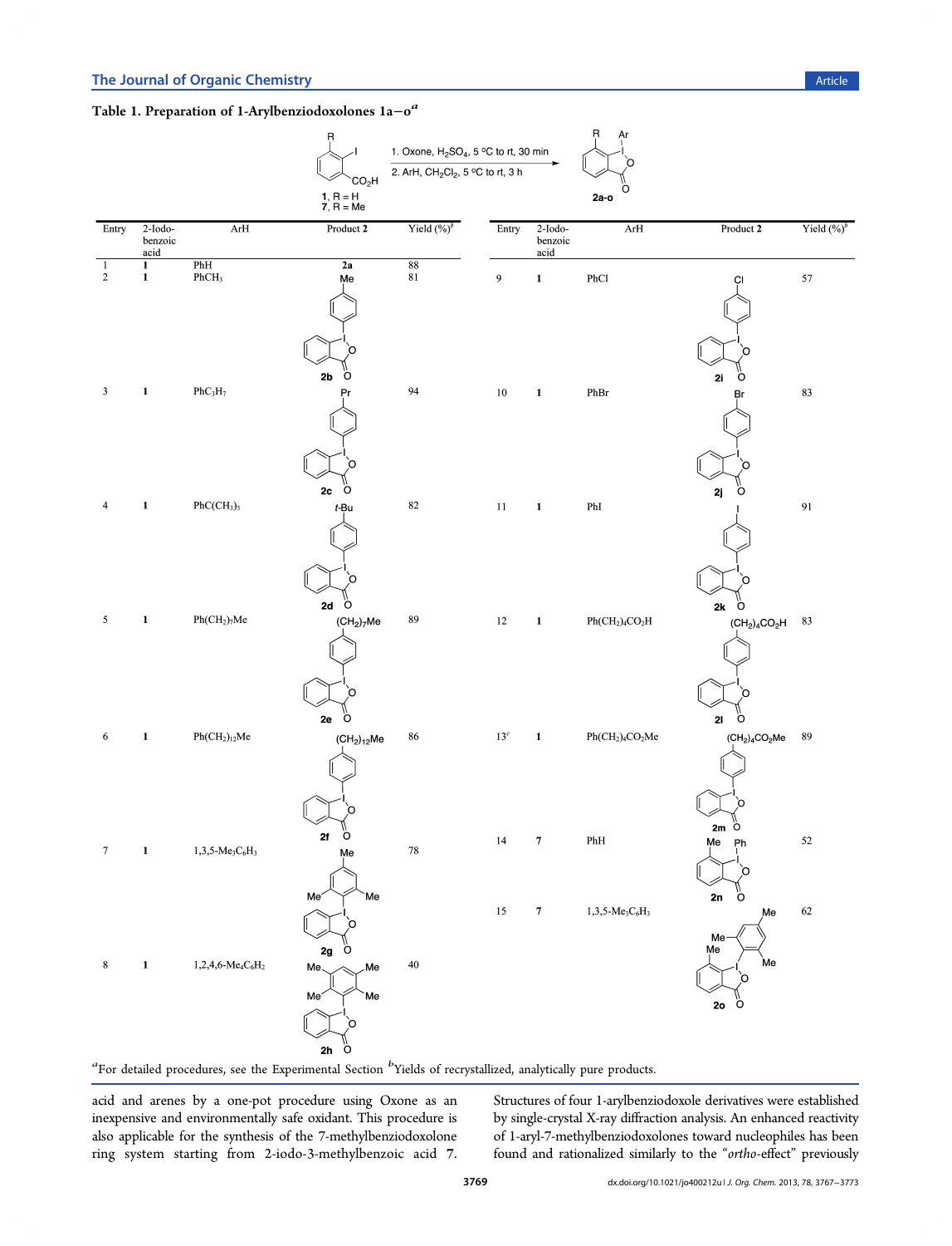**Table 1. Preparation of 1-Arylbenziodoxolones 1a–o**[a]

Reaction scheme: 1, R = H; 7, R = Me (2-iodobenzoic acid) → 1. Oxone, $H_2SO_4$, 5 °C to rt, 30 min; 2. ArH, $CH_2Cl_2$, 5 °C to rt, 3 h → 2a-o

| Entry | 2-Iodo-benzoic acid | ArH | Product 2 | Yield (%)[b] |
|---|---|---|---|---|
| 1 | 1 | PhH | 2a | 88 |
| 2 | 1 | $PhCH_3$ | 2b | 81 |
| 3 | 1 | $PhC_3H_7$ | 2c | 94 |
| 4 | 1 | $PhC(CH_3)_3$ | 2d | 82 |
| 5 | 1 | $Ph(CH_2)_7Me$ | 2e | 89 |
| 6 | 1 | $Ph(CH_2)_{12}Me$ | 2f | 86 |
| 7 | 1 | 1,3,5-$Me_3C_6H_3$ | 2g | 78 |
| 8 | 1 | 1,2,4,6-$Me_4C_6H_2$ | 2h | 40 |
| 9 | 1 | PhCl | 2i | 57 |
| 10 | 1 | PhBr | 2j | 83 |
| 11 | 1 | PhI | 2k | 91 |
| 12 | 1 | $Ph(CH_2)_4CO_2H$ | 2l | 83 |
| 13[c] | 1 | $Ph(CH_2)_4CO_2Me$ | 2m | 89 |
| 14 | 7 | PhH | 2n | 52 |
| 15 | 7 | 1,3,5-$Me_3C_6H_3$ | 2o | 62 |

[a]For detailed procedures, see the Experimental Section [b]Yields of recrystallized, analytically pure products.

acid and arenes by a one-pot procedure using Oxone as an inexpensive and environmentally safe oxidant. This procedure is also applicable for the synthesis of the 7-methylbenziodoxolone ring system starting from 2-iodo-3-methylbenzoic acid 7. Structures of four 1-arylbenziodoxole derivatives were established by single-crystal X-ray diffraction analysis. An enhanced reactivity of 1-aryl-7-methylbenziodoxolones toward nucleophiles has been found and rationalized similarly to the "*ortho*-effect" previously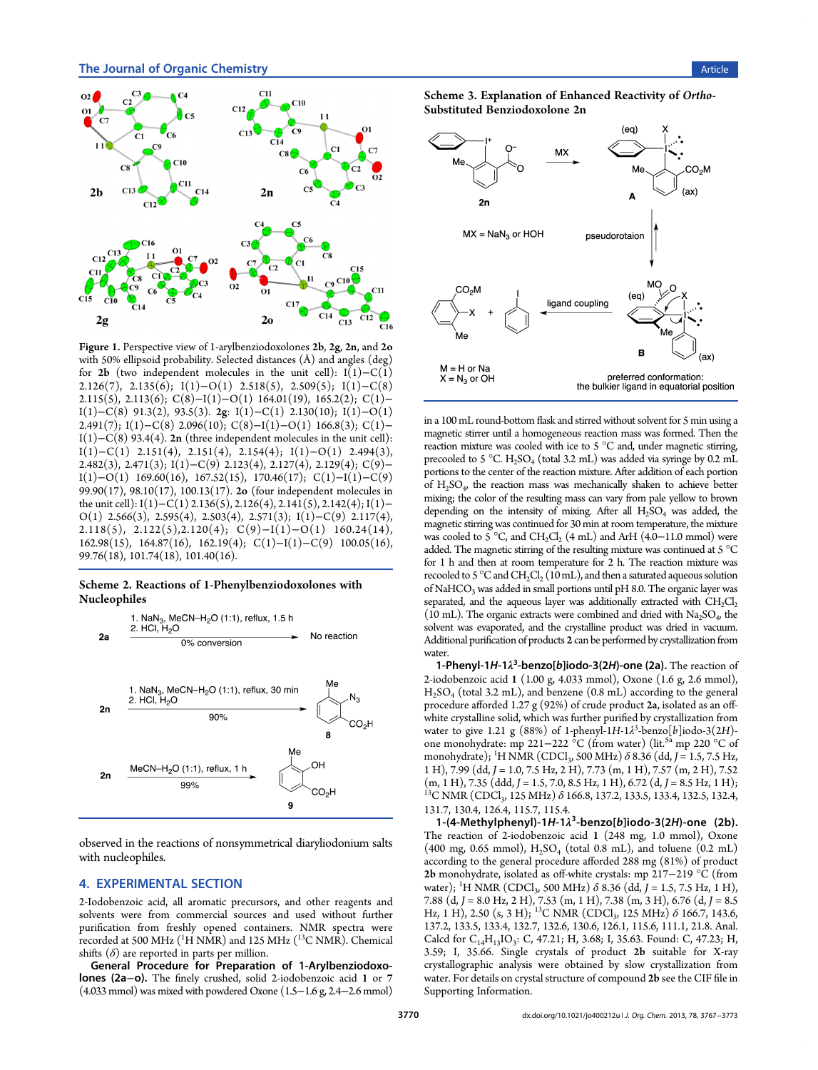**Figure 1.** Perspective view of 1-arylbenziodoxolones **2b**, **2g**, **2n**, and **2o** with 50% ellipsoid probability. Selected distances (Å) and angles (deg) for **2b** (two independent molecules in the unit cell): I(1)−C(1) 2.126(7), 2.135(6); I(1)−O(1) 2.518(5), 2.509(5); I(1)−C(8) 2.115(5), 2.113(6); C(8)−I(1)−O(1) 164.01(19), 165.2(2); C(1)−I(1)−C(8) 91.3(2), 93.5(3). **2g**: I(1)−C(1) 2.130(10); I(1)−O(1) 2.491(7); I(1)−C(8) 2.096(10); C(8)−I(1)−O(1) 166.8(3); C(1)−I(1)−C(8) 93.4(4). **2n** (three independent molecules in the unit cell): I(1)−C(1) 2.151(4), 2.151(4), 2.154(4); I(1)−O(1) 2.494(3), 2.482(3), 2.471(3); I(1)−C(9) 2.123(4), 2.127(4), 2.129(4); C(9)−I(1)−O(1) 169.60(16), 167.52(15), 170.46(17); C(1)−I(1)−C(9) 99.90(17), 98.10(17), 100.13(17). **2o** (four independent molecules in the unit cell): I(1)−C(1) 2.136(5), 2.126(4), 2.141(5), 2.142(4); I(1)−O(1) 2.566(3), 2.595(4), 2.503(4), 2.571(3); I(1)−C(9) 2.117(4), 2.118(5), 2.122(5), 2.120(4); C(9)−I(1)−O(1) 160.24(14), 162.98(15), 164.87(16), 162.19(4); C(1)−I(1)−C(9) 100.05(16), 99.76(18), 101.74(18), 101.40(16).

**Scheme 2. Reactions of 1-Phenylbenziodoxolones with Nucleophiles**

**2a**: 1. $NaN_3$, MeCN−$H_2O$ (1:1), reflux, 1.5 h; 2. HCl, $H_2O$ → No reaction (0% conversion)

**2n**: 1. $NaN_3$, MeCN−$H_2O$ (1:1), reflux, 30 min; 2. HCl, $H_2O$ → **8** (90%)

**2n**: MeCN−$H_2O$ (1:1), reflux, 1 h → **9** (99%)

**Scheme 3. Explanation of Enhanced Reactivity of *Ortho*-Substituted Benziodoxolone 2n**

**2n** + MX → **A** ⇌ (pseudorotaion) **B** → (ligand coupling) product + PhI

MX = $NaN_3$ or HOH

M = H or Na
X = $N_3$ or OH

preferred conformation: the bulkier ligand in equatorial position

observed in the reactions of nonsymmetrical diaryliodonium salts with nucleophiles.

## 4. EXPERIMENTAL SECTION

2-Iodobenzoic acid, all aromatic precursors, and other reagents and solvents were from commercial sources and used without further purification from freshly opened containers. NMR spectra were recorded at 500 MHz ($^1$H NMR) and 125 MHz ($^{13}$C NMR). Chemical shifts ($\delta$) are reported in parts per million.

**General Procedure for Preparation of 1-Arylbenziodoxolones (2a−o).** The finely crushed, solid 2-iodobenzoic acid **1** or **7** (4.033 mmol) was mixed with powdered Oxone (1.5−1.6 g, 2.4−2.6 mmol) in a 100 mL round-bottom flask and stirred without solvent for 5 min using a magnetic stirrer until a homogeneous reaction mass was formed. Then the reaction mixture was cooled with ice to 5 °C and, under magnetic stirring, precooled to 5 °C. $H_2SO_4$ (total 3.2 mL) was added via syringe by 0.2 mL portions to the center of the reaction mixture. After addition of each portion of $H_2SO_4$, the reaction mass was mechanically shaken to achieve better mixing; the color of the resulting mass can vary from pale yellow to brown depending on the intensity of mixing. After all $H_2SO_4$ was added, the magnetic stirring was continued for 30 min at room temperature, the mixture was cooled to 5 °C, and $CH_2Cl_2$ (4 mL) and ArH (4.0−11.0 mmol) were added. The magnetic stirring of the resulting mixture was continued at 5 °C for 1 h and then at room temperature for 2 h. The reaction mixture was recooled to 5 °C and $CH_2Cl_2$ (10 mL), and then a saturated aqueous solution of $NaHCO_3$ was added in small portions until pH 8.0. The organic layer was separated, and the aqueous layer was additionally extracted with $CH_2Cl_2$ (10 mL). The organic extracts were combined and dried with $Na_2SO_4$, the solvent was evaporated, and the crystalline product was dried in vacuum. Additional purification of products **2** can be performed by crystallization from water.

**1-Phenyl-1*H*-1$\lambda^3$-benzo[*b*]iodo-3(2*H*)-one (2a).** The reaction of 2-iodobenzoic acid **1** (1.00 g, 4.033 mmol), Oxone (1.6 g, 2.6 mmol), $H_2SO_4$ (total 3.2 mL), and benzene (0.8 mL) according to the general procedure afforded 1.27 g (92%) of crude product **2a**, isolated as an off-white crystalline solid, which was further purified by crystallization from water to give 1.21 g (88%) of 1-phenyl-1*H*-1$\lambda^3$-benzo[*b*]iodo-3(2*H*)-one monohydrate: mp 221−222 °C (from water) (lit.[5a] mp 220 °C of monohydrate); $^1$H NMR ($CDCl_3$, 500 MHz) $\delta$ 8.36 (dd, *J* = 1.5, 7.5 Hz, 1 H), 7.99 (dd, *J* = 1.0, 7.5 Hz, 2 H), 7.73 (m, 1 H), 7.57 (m, 2 H), 7.52 (m, 1 H), 7.35 (ddd, *J* = 1.5, 7.0, 8.5 Hz, 1 H), 6.72 (d, *J* = 8.5 Hz, 1 H); $^{13}$C NMR ($CDCl_3$, 125 MHz) $\delta$ 166.8, 137.2, 133.5, 133.4, 132.5, 132.4, 131.7, 130.4, 126.4, 115.7, 115.4.

**1-(4-Methylphenyl)-1*H*-1$\lambda^3$-benzo[*b*]iodo-3(2*H*)-one (2b).** The reaction of 2-iodobenzoic acid **1** (248 mg, 1.0 mmol), Oxone (400 mg, 0.65 mmol), $H_2SO_4$ (total 0.8 mL), and toluene (0.2 mL) according to the general procedure afforded 288 mg (81%) of product **2b** monohydrate, isolated as off-white crystals: mp 217−219 °C (from water); $^1$H NMR ($CDCl_3$, 500 MHz) $\delta$ 8.36 (dd, *J* = 1.5, 7.5 Hz, 1 H), 7.88 (d, *J* = 8.0 Hz, 2 H), 7.53 (m, 1 H), 7.38 (m, 3 H), 6.76 (d, *J* = 8.5 Hz, 1 H), 2.50 (s, 3 H); $^{13}$C NMR ($CDCl_3$, 125 MHz) $\delta$ 166.7, 143.6, 137.2, 133.5, 133.4, 132.7, 132.6, 130.6, 126.1, 115.6, 111.1, 21.8. Anal. Calcd for $C_{14}H_{13}IO_3$: C, 47.21; H, 3.68; I, 35.63. Found: C, 47.23; H, 3.59; I, 35.66. Single crystals of product **2b** suitable for X-ray crystallographic analysis were obtained by slow crystallization from water. For details on crystal structure of compound **2b** see the CIF file in Supporting Information.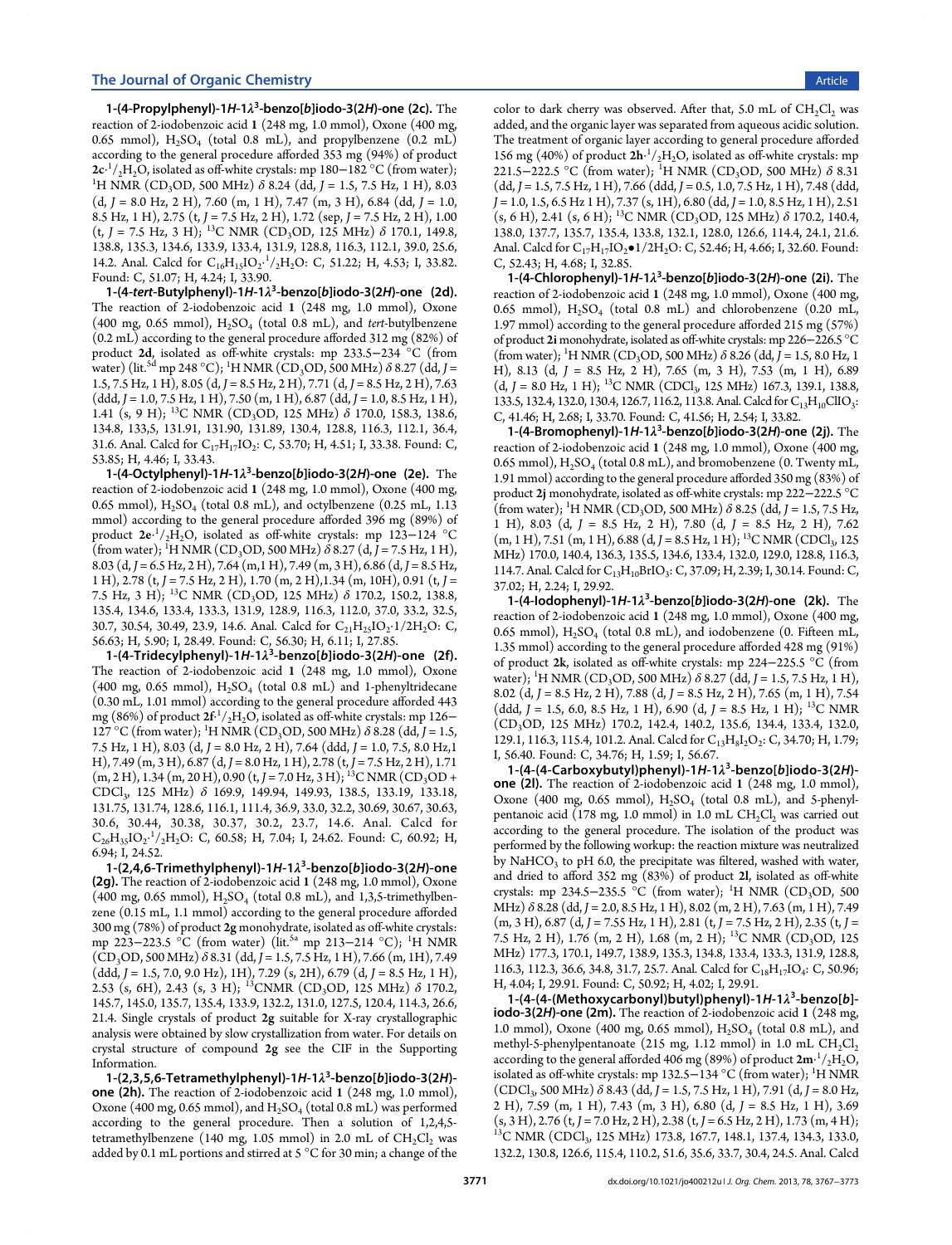**1-(4-Propylphenyl)-1*H*-1$\lambda^3$-benzo[*b*]iodo-3(2*H*)-one (2c).** The reaction of 2-iodobenzoic acid **1** (248 mg, 1.0 mmol), Oxone (400 mg, 0.65 mmol), $H_2SO_4$ (total 0.8 mL), and propylbenzene (0.2 mL) according to the general procedure afforded 353 mg (94%) of product **2c**·$^1/_2H_2O$, isolated as off-white crystals: mp 180−182 °C (from water); $^1$H NMR ($CD_3OD$, 500 MHz) δ 8.24 (dd, *J* = 1.5, 7.5 Hz, 1 H), 8.03 (d, *J* = 8.0 Hz, 2 H), 7.60 (m, 1 H), 7.47 (m, 3 H), 6.84 (dd, *J* = 1.0, 8.5 Hz, 1 H), 2.75 (t, *J* = 7.5 Hz, 2 H), 1.72 (sep, *J* = 7.5 Hz, 2 H), 1.00 (t, *J* = 7.5 Hz, 3 H); $^{13}$C NMR ($CD_3OD$, 125 MHz) δ 170.1, 149.8, 138.8, 135.3, 134.6, 133.9, 133.4, 131.9, 128.8, 116.3, 112.1, 39.0, 25.6, 14.2. Anal. Calcd for $C_{16}H_{15}IO_2\cdot{}^1/_2H_2O$: C, 51.22; H, 4.53; I, 33.82. Found: C, 51.07; H, 4.24; I, 33.90.

**1-(4-*tert*-Butylphenyl)-1*H*-1$\lambda^3$-benzo[*b*]iodo-3(2*H*)-one (2d).** The reaction of 2-iodobenzoic acid **1** (248 mg, 1.0 mmol), Oxone (400 mg, 0.65 mmol), $H_2SO_4$ (total 0.8 mL), and *tert*-butylbenzene (0.2 mL) according to the general procedure afforded 312 mg (82%) of product **2d**, isolated as off-white crystals: mp 233.5−234 °C (from water) (lit.[5d] mp 248 °C); $^1$H NMR ($CD_3OD$, 500 MHz) δ 8.27 (dd, *J* = 1.5, 7.5 Hz, 1 H), 8.05 (d, *J* = 8.5 Hz, 2 H), 7.71 (d, *J* = 8.5 Hz, 2 H), 7.63 (ddd, *J* = 1.0, 7.5 Hz, 1 H), 7.50 (m, 1 H), 6.87 (dd, *J* = 1.0, 8.5 Hz, 1 H), 1.41 (s, 9 H); $^{13}$C NMR ($CD_3OD$, 125 MHz) δ 170.0, 158.3, 138.6, 134.8, 133,5, 131.91, 131.90, 131.89, 130.4, 128.8, 116.3, 112.1, 36.4, 31.6. Anal. Calcd for $C_{17}H_{17}IO_2$: C, 53.70; H, 4.51; I, 33.38. Found: C, 53.85; H, 4.46; I, 33.43.

**1-(4-Octylphenyl)-1*H*-1$\lambda^3$-benzo[*b*]iodo-3(2*H*)-one (2e).** The reaction of 2-iodobenzoic acid **1** (248 mg, 1.0 mmol), Oxone (400 mg, 0.65 mmol), $H_2SO_4$ (total 0.8 mL), and octylbenzene (0.25 mL, 1.13 mmol) according to the general procedure afforded 396 mg (89%) of product **2e**·$^1/_2H_2O$, isolated as off-white crystals: mp 123−124 °C (from water); $^1$H NMR ($CD_3OD$, 500 MHz) δ 8.27 (d, *J* = 7.5 Hz, 1 H), 8.03 (d, *J* = 6.5 Hz, 2 H), 7.64 (m,1 H), 7.49 (m, 3 H), 6.86 (d, *J* = 8.5 Hz, 1 H), 2.78 (t, *J* = 7.5 Hz, 2 H), 1.70 (m, 2 H),1.34 (m, 10H), 0.91 (t, *J* = 7.5 Hz, 3 H); $^{13}$C NMR ($CD_3OD$, 125 MHz) δ 170.2, 150.2, 138.8, 135.4, 134.6, 133.4, 133.3, 131.9, 128.9, 116.3, 112.0, 37.0, 33.2, 32.5, 30.7, 30.54, 30.49, 23.9, 14.6. Anal. Calcd for $C_{21}H_{25}IO_2\cdot 1/2H_2O$: C, 56.63; H, 5.90; I, 28.49. Found: C, 56.30; H, 6.11; I, 27.85.

**1-(4-Tridecylphenyl)-1*H*-1$\lambda^3$-benzo[*b*]iodo-3(2*H*)-one (2f).** The reaction of 2-iodobenzoic acid **1** (248 mg, 1.0 mmol), Oxone (400 mg, 0.65 mmol), $H_2SO_4$ (total 0.8 mL) and 1-phenyltridecane (0.30 mL, 1.01 mmol) according to the general procedure afforded 443 mg (86%) of product **2f**·$^1/_2H_2O$, isolated as off-white crystals: mp 126−127 °C (from water); $^1$H NMR ($CD_3OD$, 500 MHz) δ 8.28 (dd, *J* = 1.5, 7.5 Hz, 1 H), 8.03 (d, *J* = 8.0 Hz, 2 H), 7.64 (ddd, *J* = 1.0, 7.5, 8.0 Hz,1 H), 7.49 (m, 3 H), 6.87 (d, *J* = 8.0 Hz, 1 H), 2.78 (t, *J* = 7.5 Hz, 2 H), 1.71 (m, 2 H), 1.34 (m, 20 H), 0.90 (t, *J* = 7.0 Hz, 3 H); $^{13}$C NMR ($CD_3OD$ + $CDCl_3$, 125 MHz) δ 169.9, 149.94, 149.93, 138.5, 133.19, 133.18, 131.75, 131.74, 128.6, 116.1, 111.4, 36.9, 33.0, 32.2, 30.69, 30.67, 30.63, 30.6, 30.44, 30.38, 30.37, 30.2, 23.7, 14.6. Anal. Calcd for $C_{26}H_{35}IO_2\cdot{}^1/_2H_2O$: C, 60.58; H, 7.04; I, 24.62. Found: C, 60.92; H, 6.94; I, 24.52.

**1-(2,4,6-Trimethylphenyl)-1*H*-1$\lambda^3$-benzo[*b*]iodo-3(2*H*)-one (2g).** The reaction of 2-iodobenzoic acid **1** (248 mg, 1.0 mmol), Oxone (400 mg, 0.65 mmol), $H_2SO_4$ (total 0.8 mL), and 1,3,5-trimethylbenzene (0.15 mL, 1.1 mmol) according to the general procedure afforded 300 mg (78%) of product **2g** monohydrate, isolated as off-white crystals: mp 223−223.5 °C (from water) (lit.[5a] mp 213−214 °C); $^1$H NMR ($CD_3OD$, 500 MHz) δ 8.31 (dd, *J* = 1.5, 7.5 Hz, 1 H), 7.66 (m, 1H), 7.49 (ddd, *J* = 1.5, 7.0, 9.0 Hz), 1H), 7.29 (s, 2H), 6.79 (d, *J* = 8.5 Hz, 1 H), 2.53 (s, 6H), 2.43 (s, 3 H); $^{13}$CNMR ($CD_3OD$, 125 MHz) δ 170.2, 145.7, 145.0, 135.7, 135.4, 133.9, 132.2, 131.0, 127.5, 120.4, 114.3, 26.6, 21.4. Single crystals of product **2g** suitable for X-ray crystallographic analysis were obtained by slow crystallization from water. For details on crystal structure of compound **2g** see the CIF in the Supporting Information.

**1-(2,3,5,6-Tetramethylphenyl)-1*H*-1$\lambda^3$-benzo[*b*]iodo-3(2*H*)-one (2h).** The reaction of 2-iodobenzoic acid **1** (248 mg, 1.0 mmol), Oxone (400 mg, 0.65 mmol), and $H_2SO_4$ (total 0.8 mL) was performed according to the general procedure. Then a solution of 1,2,4,5-tetramethylbenzene (140 mg, 1.05 mmol) in 2.0 mL of $CH_2Cl_2$ was added by 0.1 mL portions and stirred at 5 °C for 30 min; a change of the color to dark cherry was observed. After that, 5.0 mL of $CH_2Cl_2$ was added, and the organic layer was separated from aqueous acidic solution. The treatment of organic layer according to general procedure afforded 156 mg (40%) of product **2h**·$^1/_2H_2O$, isolated as off-white crystals: mp 221.5−222.5 °C (from water); $^1$H NMR ($CD_3OD$, 500 MHz) δ 8.31 (dd, *J* = 1.5, 7.5 Hz, 1 H), 7.66 (ddd, *J* = 0.5, 1.0, 7.5 Hz, 1 H), 7.48 (ddd, *J* = 1.0, 1.5, 6.5 Hz 1 H), 7.37 (s, 1H), 6.80 (dd, *J* = 1.0, 8.5 Hz, 1 H), 2.51 (s, 6 H), 2.41 (s, 6 H); $^{13}$C NMR ($CD_3OD$, 125 MHz) δ 170.2, 140.4, 138.0, 137.7, 135.7, 135.4, 133.8, 132.1, 128.0, 126.6, 114.4, 24.1, 21.6. Anal. Calcd for $C_{17}H_{17}IO_2$•$1/2H_2O$: C, 52.46; H, 4.66; I, 32.60. Found: C, 52.43; H, 4.68; I, 32.85.

**1-(4-Chlorophenyl)-1*H*-1$\lambda^3$-benzo[*b*]iodo-3(2*H*)-one (2i).** The reaction of 2-iodobenzoic acid **1** (248 mg, 1.0 mmol), Oxone (400 mg, 0.65 mmol), $H_2SO_4$ (total 0.8 mL) and chlorobenzene (0.20 mL, 1.97 mmol) according to the general procedure afforded 215 mg (57%) of product **2i** monohydrate, isolated as off-white crystals: mp 226−226.5 °C (from water); $^1$H NMR ($CD_3OD$, 500 MHz) δ 8.26 (dd, *J* = 1.5, 8.0 Hz, 1 H), 8.13 (d, *J* = 8.5 Hz, 2 H), 7.65 (m, 3 H), 7.53 (m, 1 H), 6.89 (d, *J* = 8.0 Hz, 1 H); $^{13}$C NMR ($CDCl_3$, 125 MHz) 167.3, 139.1, 138.8, 133.5, 132.4, 132.0, 130.4, 126.7, 116.2, 113.8. Anal. Calcd for $C_{13}H_{10}ClIO_3$: C, 41.46; H, 2.68; I, 33.70. Found: C, 41.56; H, 2.54; I, 33.82.

**1-(4-Bromophenyl)-1*H*-1$\lambda^3$-benzo[*b*]iodo-3(2*H*)-one (2j).** The reaction of 2-iodobenzoic acid **1** (248 mg, 1.0 mmol), Oxone (400 mg, 0.65 mmol), $H_2SO_4$ (total 0.8 mL), and bromobenzene (0. Twenty mL, 1.91 mmol) according to the general procedure afforded 350 mg (83%) of product **2j** monohydrate, isolated as off-white crystals: mp 222−222.5 °C (from water); $^1$H NMR ($CD_3OD$, 500 MHz) δ 8.25 (dd, *J* = 1.5, 7.5 Hz, 1 H), 8.03 (d, *J* = 8.5 Hz, 2 H), 7.80 (d, *J* = 8.5 Hz, 2 H), 7.62 (m, 1 H), 7.51 (m, 1 H), 6.88 (d, *J* = 8.5 Hz, 1 H); $^{13}$C NMR ($CDCl_3$, 125 MHz) 170.0, 140.4, 136.3, 135.5, 134.6, 133.4, 132.0, 129.0, 128.8, 116.3, 114.7. Anal. Calcd for $C_{13}H_{10}BrIO_3$: C, 37.09; H, 2.39; I, 30.14. Found: C, 37.02; H, 2.24; I, 29.92.

**1-(4-Iodophenyl)-1*H*-1$\lambda^3$-benzo[*b*]iodo-3(2*H*)-one (2k).** The reaction of 2-iodobenzoic acid **1** (248 mg, 1.0 mmol), Oxone (400 mg, 0.65 mmol), $H_2SO_4$ (total 0.8 mL), and iodobenzene (0. Fifteen mL, 1.35 mmol) according to the general procedure afforded 428 mg (91%) of product **2k**, isolated as off-white crystals: mp 224−225.5 °C (from water); $^1$H NMR ($CD_3OD$, 500 MHz) δ 8.27 (dd, *J* = 1.5, 7.5 Hz, 1 H), 8.02 (d, *J* = 8.5 Hz, 2 H), 7.88 (d, *J* = 8.5 Hz, 2 H), 7.65 (m, 1 H), 7.54 (ddd, *J* = 1.5, 6.0, 8.5 Hz, 1 H), 6.90 (d, *J* = 8.5 Hz, 1 H); $^{13}$C NMR ($CD_3OD$, 125 MHz) 170.2, 142.4, 140.2, 135.6, 134.4, 133.4, 132.0, 129.1, 116.3, 115.4, 101.2. Anal. Calcd for $C_{13}H_8I_2O_2$: C, 34.70; H, 1.79; I, 56.40. Found: C, 34.76; H, 1.59; I, 56.67.

**1-(4-(4-Carboxybutyl)phenyl)-1*H*-1$\lambda^3$-benzo[*b*]iodo-3(2*H*)-one (2l).** The reaction of 2-iodobenzoic acid **1** (248 mg, 1.0 mmol), Oxone (400 mg, 0.65 mmol), $H_2SO_4$ (total 0.8 mL), and 5-phenylpentanoic acid (178 mg, 1.0 mmol) in 1.0 mL $CH_2Cl_2$ was carried out according to the general procedure. The isolation of the product was performed by the following workup: the reaction mixture was neutralized by $NaHCO_3$ to pH 6.0, the precipitate was filtered, washed with water, and dried to afford 352 mg (83%) of product **2l**, isolated as off-white crystals: mp 234.5−235.5 °C (from water); $^1$H NMR ($CD_3OD$, 500 MHz) δ 8.28 (dd, *J* = 2.0, 8.5 Hz, 1 H), 8.02 (m, 2 H), 7.63 (m, 1 H), 7.49 (m, 3 H), 6.87 (d, *J* = 7.55 Hz, 1 H), 2.81 (t, *J* = 7.5 Hz, 2 H), 2.35 (t, *J* = 7.5 Hz, 2 H), 1.76 (m, 2 H), 1.68 (m, 2 H); $^{13}$C NMR ($CD_3OD$, 125 MHz) 177.3, 170.1, 149.7, 138.9, 135.3, 134.8, 133.4, 133.3, 131.9, 128.8, 116.3, 112.3, 36.6, 34.8, 31.7, 25.7. Anal. Calcd for $C_{18}H_{17}IO_4$: C, 50.96; H, 4.04; I, 29.91. Found: C, 50.92; H, 4.02; I, 29.91.

**1-(4-(4-(Methoxycarbonyl)butyl)phenyl)-1*H*-1$\lambda^3$-benzo[*b*]iodo-3(2*H*)-one (2m).** The reaction of 2-iodobenzoic acid **1** (248 mg, 1.0 mmol), Oxone (400 mg, 0.65 mmol), $H_2SO_4$ (total 0.8 mL), and methyl-5-phenylpentanoate (215 mg, 1.12 mmol) in 1.0 mL $CH_2Cl_2$ according to the general afforded 406 mg (89%) of product **2m**·$^1/_2H_2O$, isolated as off-white crystals: mp 132.5−134 °C (from water); $^1$H NMR ($CDCl_3$, 500 MHz) δ 8.43 (dd, *J* = 1.5, 7.5 Hz, 1 H), 7.91 (d, *J* = 8.0 Hz, 2 H), 7.59 (m, 1 H), 7.43 (m, 3 H), 6.80 (d, *J* = 8.5 Hz, 1 H), 3.69 (s, 3 H), 2.76 (t, *J* = 7.0 Hz, 2 H), 2.38 (t, *J* = 6.5 Hz, 2 H), 1.73 (m, 4 H); $^{13}$C NMR ($CDCl_3$, 125 MHz) 173.8, 167.7, 148.1, 137.4, 134.3, 133.0, 132.2, 130.8, 126.6, 115.4, 110.2, 51.6, 35.6, 33.7, 30.4, 24.5. Anal. Calcd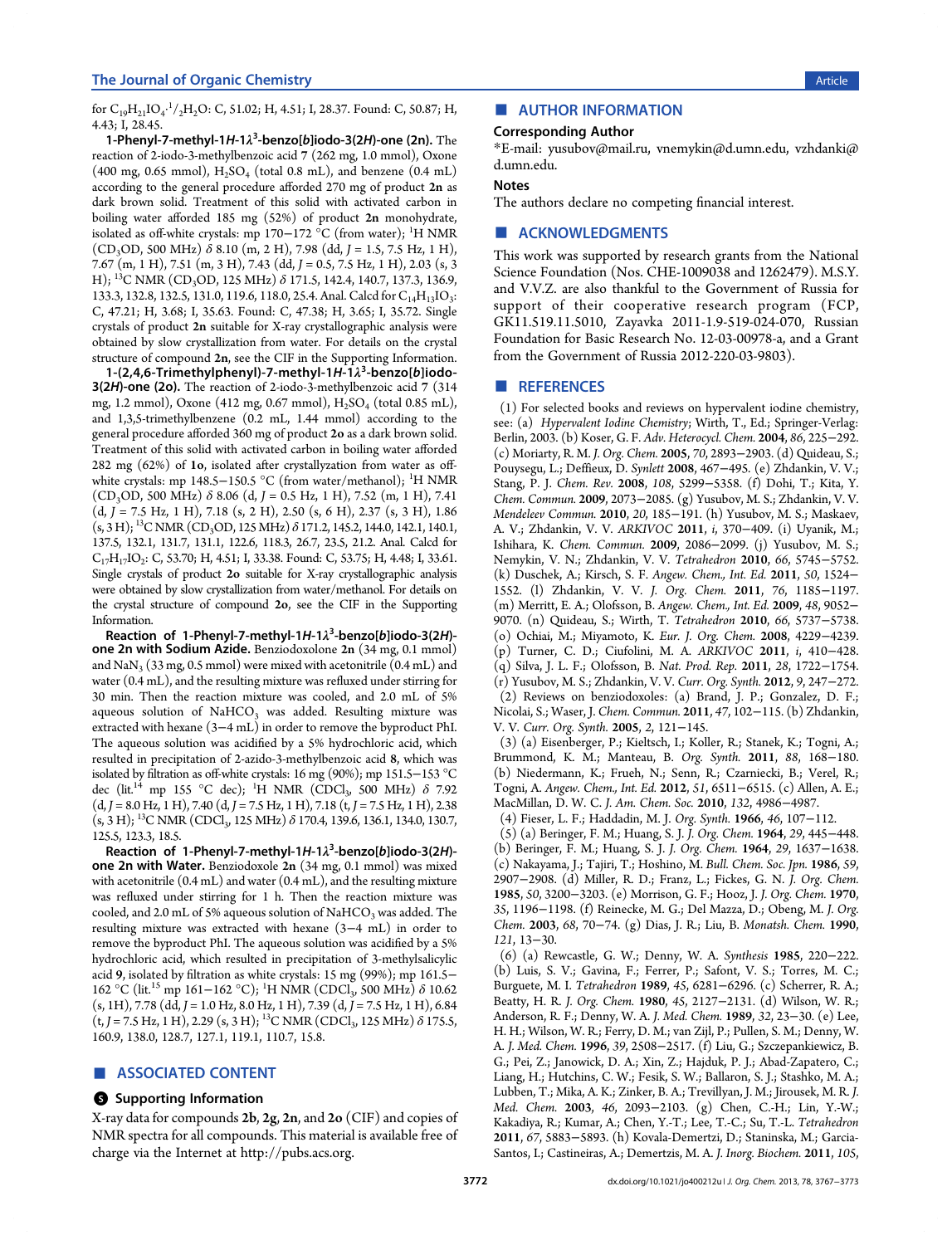for $C_{19}H_{21}IO_4\cdot{}^1/_2H_2O$: C, 51.02; H, 4.51; I, 28.37. Found: C, 50.87; H, 4.43; I, 28.45.

**1-Phenyl-7-methyl-1H-1$\lambda^3$-benzo[b]iodo-3(2H)-one (2n).** The reaction of 2-iodo-3-methylbenzoic acid 7 (262 mg, 1.0 mmol), Oxone (400 mg, 0.65 mmol), $H_2SO_4$ (total 0.8 mL), and benzene (0.4 mL) according to the general procedure afforded 270 mg of product **2n** as dark brown solid. Treatment of this solid with activated carbon in boiling water afforded 185 mg (52%) of product **2n** monohydrate, isolated as off-white crystals: mp 170−172 °C (from water); $^1$H NMR ($CD_3OD$, 500 MHz) δ 8.10 (m, 2 H), 7.98 (dd, *J* = 1.5, 7.5 Hz, 1 H), 7.67 (m, 1 H), 7.51 (m, 3 H), 7.43 (dd, *J* = 0.5, 7.5 Hz, 1 H), 2.03 (s, 3 H); $^{13}$C NMR ($CD_3OD$, 125 MHz) δ 171.5, 142.4, 140.7, 137.3, 136.9, 133.3, 132.8, 132.5, 131.0, 119.6, 118.0, 25.4. Anal. Calcd for $C_{14}H_{13}IO_3$: C, 47.21; H, 3.68; I, 35.63. Found: C, 47.38; H, 3.65; I, 35.72. Single crystals of product **2n** suitable for X-ray crystallographic analysis were obtained by slow crystallization from water. For details on the crystal structure of compound **2n**, see the CIF in the Supporting Information.

**1-(2,4,6-Trimethylphenyl)-7-methyl-1H-1$\lambda^3$-benzo[b]iodo-3(2H)-one (2o).** The reaction of 2-iodo-3-methylbenzoic acid 7 (314 mg, 1.2 mmol), Oxone (412 mg, 0.67 mmol), $H_2SO_4$ (total 0.85 mL), and 1,3,5-trimethylbenzene (0.2 mL, 1.44 mmol) according to the general procedure afforded 360 mg of product **2o** as a dark brown solid. Treatment of this solid with activated carbon in boiling water afforded 282 mg (62%) of **1o**, isolated after crystallyzation from water as off-white crystals: mp 148.5−150.5 °C (from water/methanol); $^1$H NMR ($CD_3OD$, 500 MHz) δ 8.06 (d, *J* = 0.5 Hz, 1 H), 7.52 (m, 1 H), 7.41 (d, *J* = 7.5 Hz, 1 H), 7.18 (s, 2 H), 2.50 (s, 6 H), 2.37 (s, 3 H), 1.86 (s, 3 H); $^{13}$C NMR ($CD_3OD$, 125 MHz) δ 171.2, 145.2, 144.0, 142.1, 140.1, 137.5, 132.1, 131.7, 131.1, 122.6, 118.3, 26.7, 23.5, 21.2. Anal. Calcd for $C_{17}H_{17}IO_2$: C, 53.70; H, 4.51; I, 33.38. Found: C, 53.75; H, 4.48; I, 33.61. Single crystals of product **2o** suitable for X-ray crystallographic analysis were obtained by slow crystallization from water/methanol. For details on the crystal structure of compound **2o**, see the CIF in the Supporting Information.

**Reaction of 1-Phenyl-7-methyl-1H-1$\lambda^3$-benzo[b]iodo-3(2H)-one 2n with Sodium Azide.** Benziodoxolone **2n** (34 mg, 0.1 mmol) and $NaN_3$ (33 mg, 0.5 mmol) were mixed with acetonitrile (0.4 mL) and water (0.4 mL), and the resulting mixture was refluxed under stirring for 30 min. Then the reaction mixture was cooled, and 2.0 mL of 5% aqueous solution of $NaHCO_3$ was added. Resulting mixture was extracted with hexane (3−4 mL) in order to remove the byproduct PhI. The aqueous solution was acidified by a 5% hydrochloric acid, which resulted in precipitation of 2-azido-3-methylbenzoic acid **8**, which was isolated by filtration as white crystals: 16 mg (90%); mp 151.5−153 °C dec (lit.[14] mp 155 °C dec); $^1$H NMR ($CDCl_3$, 500 MHz) δ 7.92 (d, *J* = 8.0 Hz, 1 H), 7.40 (d, *J* = 7.5 Hz, 1 H), 7.18 (t, *J* = 7.5 Hz, 1 H), 2.38 (s, 3 H); $^{13}$C NMR ($CDCl_3$, 125 MHz) δ 170.4, 139.6, 136.1, 134.0, 130.7, 125.5, 123.3, 18.5.

**Reaction of 1-Phenyl-7-methyl-1H-1$\lambda^3$-benzo[b]iodo-3(2H)-one 2n with Water.** Benziodoxole **2n** (34 mg, 0.1 mmol) was mixed with acetonitrile (0.4 mL) and water (0.4 mL), and the resulting mixture was refluxed under stirring for 1 h. Then the reaction mixture was cooled, and 2.0 mL of 5% aqueous solution of $NaHCO_3$ was added. The resulting mixture was extracted with hexane (3−4 mL) in order to remove the byproduct PhI. The aqueous solution was acidified by a 5% hydrochloric acid, which resulted in precipitation of 3-methylsalicylic acid **9**, isolated by filtration as white crystals: 15 mg (99%); mp 161.5−162 °C (lit.[15] mp 161−162 °C); $^1$H NMR ($CDCl_3$, 500 MHz) δ 10.62 (s, 1H), 7.78 (dd, *J* = 1.0 Hz, 8.0 Hz, 1 H), 7.39 (d, *J* = 7.5 Hz, 1 H), 6.84 (t, *J* = 7.5 Hz, 1 H), 2.29 (s, 3 H); $^{13}$C NMR ($CDCl_3$, 125 MHz) δ 175.5, 160.9, 138.0, 128.7, 127.1, 119.1, 110.7, 15.8.

## ■ ASSOCIATED CONTENT

### Supporting Information

X-ray data for compounds **2b**, **2g**, **2n**, and **2o** (CIF) and copies of NMR spectra for all compounds. This material is available free of charge via the Internet at http://pubs.acs.org.

## ■ AUTHOR INFORMATION

### Corresponding Author

*E-mail: yusubov@mail.ru, vnemykin@d.umn.edu, vzhdanki@d.umn.edu.

### Notes

The authors declare no competing financial interest.

## ■ ACKNOWLEDGMENTS

This work was supported by research grants from the National Science Foundation (Nos. CHE-1009038 and 1262479). M.S.Y. and V.V.Z. are also thankful to the Government of Russia for support of their cooperative research program (FCP, GK11.519.11.5010, Zayavka 2011-1.9-519-024-070, Russian Foundation for Basic Research No. 12-03-00978-a, and a Grant from the Government of Russia 2012-220-03-9803).

## ■ REFERENCES

(1) For selected books and reviews on hypervalent iodine chemistry, see: (a) *Hypervalent Iodine Chemistry*; Wirth, T., Ed.; Springer-Verlag: Berlin, 2003. (b) Koser, G. F. *Adv. Heterocycl. Chem.* **2004**, *86*, 225−292. (c) Moriarty, R. M. *J. Org. Chem.* **2005**, *70*, 2893−2903. (d) Quideau, S.; Pouysegu, L.; Deffieux, D. *Synlett* **2008**, 467−495. (e) Zhdankin, V. V.; Stang, P. J. *Chem. Rev.* **2008**, *108*, 5299−5358. (f) Dohi, T.; Kita, Y. *Chem. Commun.* **2009**, 2073−2085. (g) Yusubov, M. S.; Zhdankin, V. V. *Mendeleev Commun.* **2010**, *20*, 185−191. (h) Yusubov, M. S.; Maskaev, A. V.; Zhdankin, V. V. *ARKIVOC* **2011**, *i*, 370−409. (i) Uyanik, M.; Ishihara, K. *Chem. Commun.* **2009**, 2086−2099. (j) Yusubov, M. S.; Nemykin, V. N.; Zhdankin, V. V. *Tetrahedron* **2010**, *66*, 5745−5752. (k) Duschek, A.; Kirsch, S. F. *Angew. Chem., Int. Ed.* **2011**, *50*, 1524−1552. (l) Zhdankin, V. V. *J. Org. Chem.* **2011**, *76*, 1185−1197. (m) Merritt, E. A.; Olofsson, B. *Angew. Chem., Int. Ed.* **2009**, *48*, 9052−9070. (n) Quideau, S.; Wirth, T. *Tetrahedron* **2010**, *66*, 5737−5738. (o) Ochiai, M.; Miyamoto, K. *Eur. J. Org. Chem.* **2008**, 4229−4239. (p) Turner, C. D.; Ciufolini, M. A. *ARKIVOC* **2011**, *i*, 410−428. (q) Silva, J. L. F.; Olofsson, B. *Nat. Prod. Rep.* **2011**, *28*, 1722−1754. (r) Yusubov, M. S.; Zhdankin, V. V. *Curr. Org. Synth.* **2012**, *9*, 247−272.

(2) Reviews on benziodoxoles: (a) Brand, J. P.; Gonzalez, D. F.; Nicolai, S.; Waser, J. *Chem. Commun.* **2011**, *47*, 102−115. (b) Zhdankin, V. V. *Curr. Org. Synth.* **2005**, *2*, 121−145.

(3) (a) Eisenberger, P.; Kieltsch, I.; Koller, R.; Stanek, K.; Togni, A.; Brummond, K. M.; Manteau, B. *Org. Synth.* **2011**, *88*, 168−180. (b) Niedermann, K.; Frueh, N.; Senn, R.; Czarniecki, B.; Verel, R.; Togni, A. *Angew. Chem., Int. Ed.* **2012**, *51*, 6511−6515. (c) Allen, A. E.; MacMillan, D. W. C. *J. Am. Chem. Soc.* **2010**, *132*, 4986−4987.

(4) Fieser, L. F.; Haddadin, M. J. *Org. Synth.* **1966**, *46*, 107−112.

(5) (a) Beringer, F. M.; Huang, S. J. *J. Org. Chem.* **1964**, *29*, 445−448. (b) Beringer, F. M.; Huang, S. J. *J. Org. Chem.* **1964**, *29*, 1637−1638. (c) Nakayama, J.; Tajiri, T.; Hoshino, M. *Bull. Chem. Soc. Jpn.* **1986**, *59*, 2907−2908. (d) Miller, R. D.; Franz, L.; Fickes, G. N. *J. Org. Chem.* **1985**, *50*, 3200−3203. (e) Morrison, G. F.; Hooz, J. *J. Org. Chem.* **1970**, *35*, 1196−1198. (f) Reinecke, M. G.; Del Mazza, D.; Obeng, M. *J. Org. Chem.* **2003**, *68*, 70−74. (g) Dias, J. R.; Liu, B. *Monatsh. Chem.* **1990**, *121*, 13−30.

(6) (a) Rewcastle, G. W.; Denny, W. A. *Synthesis* **1985**, 220−222. (b) Luis, S. V.; Gavina, F.; Ferrer, P.; Safont, V. S.; Torres, M. C.; Burguete, M. I. *Tetrahedron* **1989**, *45*, 6281−6296. (c) Scherrer, R. A.; Beatty, H. R. *J. Org. Chem.* **1980**, *45*, 2127−2131. (d) Wilson, W. R.; Anderson, R. F.; Denny, W. A. *J. Med. Chem.* **1989**, *32*, 23−30. (e) Lee, H. H.; Wilson, W. R.; Ferry, D. M.; van Zijl, P.; Pullen, S. M.; Denny, W. A. *J. Med. Chem.* **1996**, *39*, 2508−2517. (f) Liu, G.; Szczepankiewicz, B. G.; Pei, Z.; Janowick, D. A.; Xin, Z.; Hajduk, P. J.; Abad-Zapatero, C.; Liang, H.; Hutchins, C. W.; Fesik, S. W.; Ballaron, S. J.; Stashko, M. A.; Lubben, T.; Mika, A. K.; Zinker, B. A.; Trevillyan, J. M.; Jirousek, M. R. *J. Med. Chem.* **2003**, *46*, 2093−2103. (g) Chen, C.-H.; Lin, Y.-W.; Kakadiya, R.; Kumar, A.; Chen, Y.-T.; Lee, T.-C.; Su, T.-L. *Tetrahedron* **2011**, *67*, 5883−5893. (h) Kovala-Demertzi, D.; Staninska, M.; Garcia-Santos, I.; Castineiras, A.; Demertzis, M. A. *J. Inorg. Biochem.* **2011**, *105*,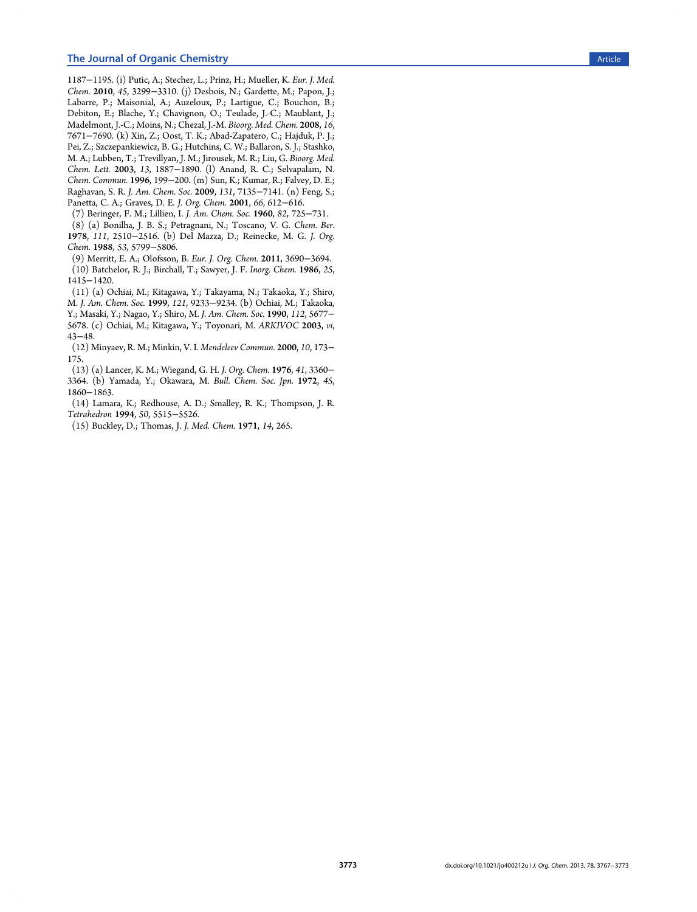1187−1195. (i) Putic, A.; Stecher, L.; Prinz, H.; Mueller, K. *Eur. J. Med. Chem.* **2010**, *45*, 3299−3310. (j) Desbois, N.; Gardette, M.; Papon, J.; Labarre, P.; Maisonial, A.; Auzeloux, P.; Lartigue, C.; Bouchon, B.; Debiton, E.; Blache, Y.; Chavignon, O.; Teulade, J.-C.; Maublant, J.; Madelmont, J.-C.; Moins, N.; Chezal, J.-M. *Bioorg. Med. Chem.* **2008**, *16*, 7671−7690. (k) Xin, Z.; Oost, T. K.; Abad-Zapatero, C.; Hajduk, P. J.; Pei, Z.; Szczepankiewicz, B. G.; Hutchins, C. W.; Ballaron, S. J.; Stashko, M. A.; Lubben, T.; Trevillyan, J. M.; Jirousek, M. R.; Liu, G. *Bioorg. Med. Chem. Lett.* **2003**, *13*, 1887−1890. (l) Anand, R. C.; Selvapalam, N. *Chem. Commun.* **1996**, 199−200. (m) Sun, K.; Kumar, R.; Falvey, D. E.; Raghavan, S. R. *J. Am. Chem. Soc.* **2009**, *131*, 7135−7141. (n) Feng, S.; Panetta, C. A.; Graves, D. E. *J. Org. Chem.* **2001**, *66*, 612−616.

(7) Beringer, F. M.; Lillien, I. *J. Am. Chem. Soc.* **1960**, *82*, 725−731.

(8) (a) Bonilha, J. B. S.; Petragnani, N.; Toscano, V. G. *Chem. Ber.* **1978**, *111*, 2510−2516. (b) Del Mazza, D.; Reinecke, M. G. *J. Org. Chem.* **1988**, *53*, 5799−5806.

(9) Merritt, E. A.; Olofsson, B. *Eur. J. Org. Chem.* **2011**, 3690−3694.

(10) Batchelor, R. J.; Birchall, T.; Sawyer, J. F. *Inorg. Chem.* **1986**, *25*, 1415−1420.

(11) (a) Ochiai, M.; Kitagawa, Y.; Takayama, N.; Takaoka, Y.; Shiro, M. *J. Am. Chem. Soc.* **1999**, *121*, 9233−9234. (b) Ochiai, M.; Takaoka, Y.; Masaki, Y.; Nagao, Y.; Shiro, M. *J. Am. Chem. Soc.* **1990**, *112*, 5677−5678. (c) Ochiai, M.; Kitagawa, Y.; Toyonari, M. *ARKIVOC* **2003**, *vi*, 43−48.

(12) Minyaev, R. M.; Minkin, V. I. *Mendeleev Commun.* **2000**, *10*, 173−175.

(13) (a) Lancer, K. M.; Wiegand, G. H. *J. Org. Chem.* **1976**, *41*, 3360−3364. (b) Yamada, Y.; Okawara, M. *Bull. Chem. Soc. Jpn.* **1972**, *45*, 1860−1863.

(14) Lamara, K.; Redhouse, A. D.; Smalley, R. K.; Thompson, J. R. *Tetrahedron* **1994**, *50*, 5515−5526.

(15) Buckley, D.; Thomas, J. *J. Med. Chem.* **1971**, *14*, 265.